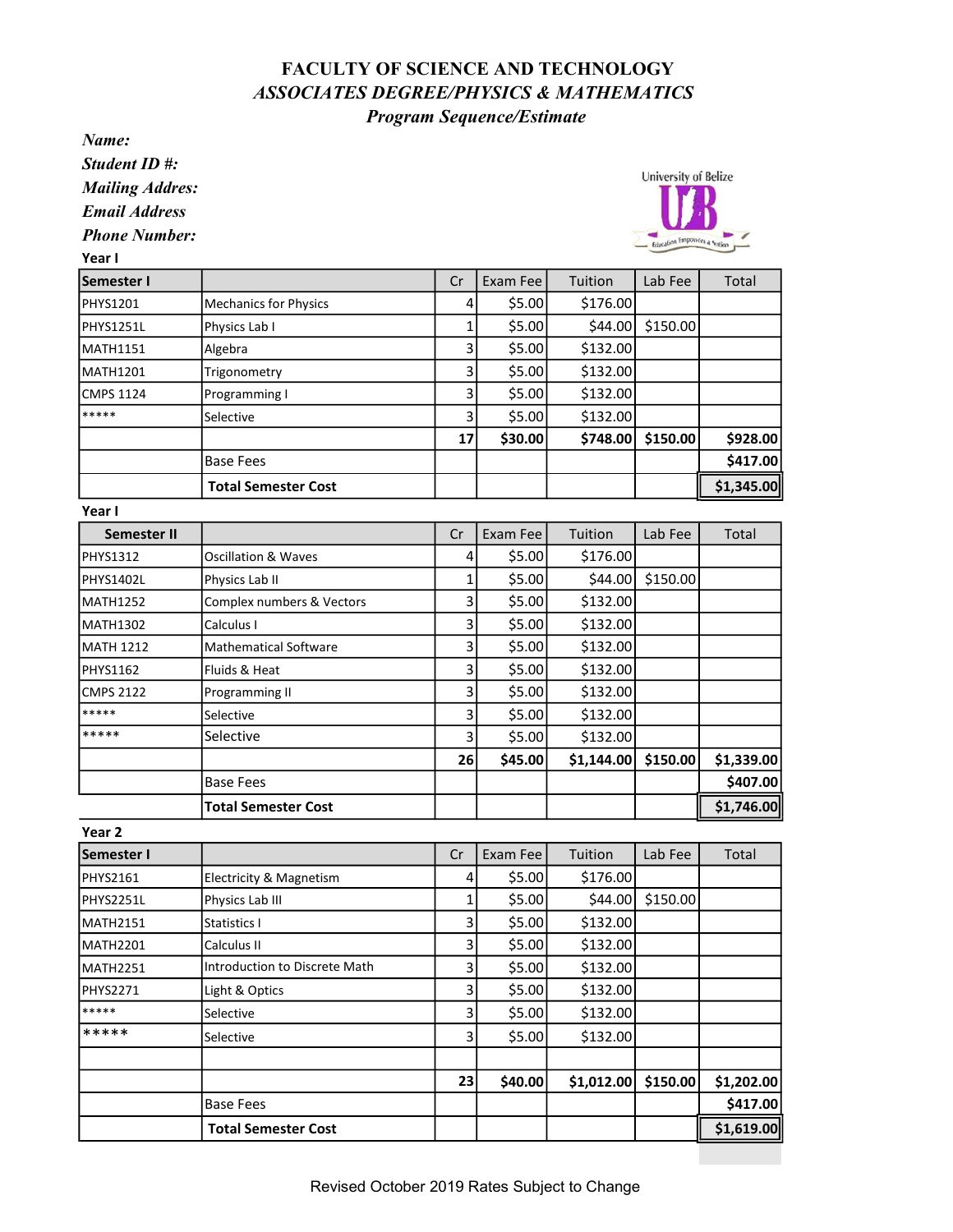# FACULTY OF SCIENCE AND TECHNOLOGY

## *ASSOCIATES DEGREE/PHYSICS & MATHEMATICS*

### *Program Sequence/Estimate*

***Name:***

***Student ID #:***

***Mailing Addres:***

***Email Address***

***Phone Number:***

University of Belize

**Year I**

| **Semester I** | | Cr | Exam Fee | Tuition | Lab Fee | Total |
|---|---|---|---|---|---|---|
| PHYS1201 | Mechanics for Physics | 4 | $5.00 | $176.00 | | |
| PHYS1251L | Physics Lab I | 1 | $5.00 | $44.00 | $150.00 | |
| MATH1151 | Algebra | 3 | $5.00 | $132.00 | | |
| MATH1201 | Trigonometry | 3 | $5.00 | $132.00 | | |
| CMPS 1124 | Programming I | 3 | $5.00 | $132.00 | | |
| ***** | Selective | 3 | $5.00 | $132.00 | | |
| | | **17** | **$30.00** | **$748.00** | **$150.00** | **$928.00** |
| | Base Fees | | | | | **$417.00** |
| | **Total Semester Cost** | | | | | **$1,345.00** |

**Year I**

| **Semester II** | | Cr | Exam Fee | Tuition | Lab Fee | Total |
|---|---|---|---|---|---|---|
| PHYS1312 | Oscillation & Waves | 4 | $5.00 | $176.00 | | |
| PHYS1402L | Physics Lab II | 1 | $5.00 | $44.00 | $150.00 | |
| MATH1252 | Complex numbers & Vectors | 3 | $5.00 | $132.00 | | |
| MATH1302 | Calculus I | 3 | $5.00 | $132.00 | | |
| MATH 1212 | Mathematical Software | 3 | $5.00 | $132.00 | | |
| PHYS1162 | Fluids & Heat | 3 | $5.00 | $132.00 | | |
| CMPS 2122 | Programming II | 3 | $5.00 | $132.00 | | |
| ***** | Selective | 3 | $5.00 | $132.00 | | |
| ***** | Selective | 3 | $5.00 | $132.00 | | |
| | | **26** | **$45.00** | **$1,144.00** | **$150.00** | **$1,339.00** |
| | Base Fees | | | | | **$407.00** |
| | **Total Semester Cost** | | | | | **$1,746.00** |

**Year 2**

| **Semester I** | | Cr | Exam Fee | Tuition | Lab Fee | Total |
|---|---|---|---|---|---|---|
| PHYS2161 | Electricity & Magnetism | 4 | $5.00 | $176.00 | | |
| PHYS2251L | Physics Lab III | 1 | $5.00 | $44.00 | $150.00 | |
| MATH2151 | Statistics I | 3 | $5.00 | $132.00 | | |
| MATH2201 | Calculus II | 3 | $5.00 | $132.00 | | |
| MATH2251 | Introduction to Discrete Math | 3 | $5.00 | $132.00 | | |
| PHYS2271 | Light & Optics | 3 | $5.00 | $132.00 | | |
| ***** | Selective | 3 | $5.00 | $132.00 | | |
| ***** | Selective | 3 | $5.00 | $132.00 | | |
| | | | | | | |
| | | **23** | **$40.00** | **$1,012.00** | **$150.00** | **$1,202.00** |
| | Base Fees | | | | | **$417.00** |
| | **Total Semester Cost** | | | | | **$1,619.00** |

Revised October 2019 Rates Subject to Change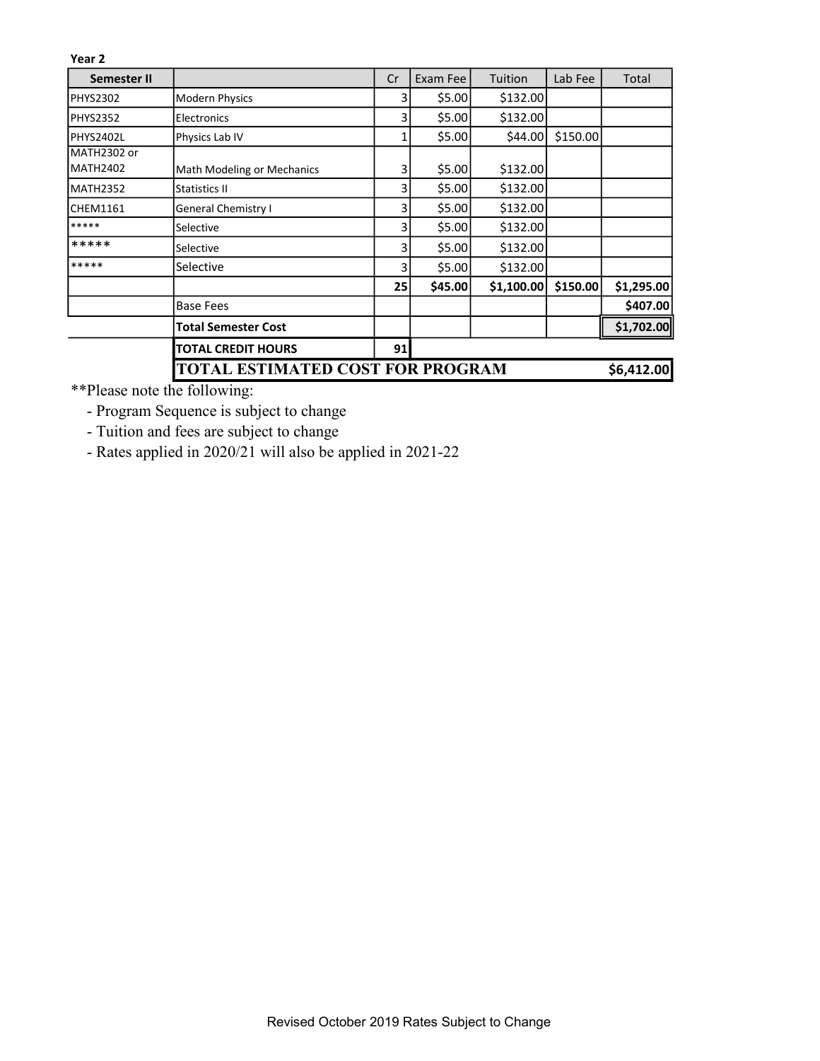**Year 2**

| Semester II | | Cr | Exam Fee | Tuition | Lab Fee | Total |
|---|---|---|---|---|---|---|
| PHYS2302 | Modern Physics | 3 | $5.00 | $132.00 | | |
| PHYS2352 | Electronics | 3 | $5.00 | $132.00 | | |
| PHYS2402L | Physics Lab IV | 1 | $5.00 | $44.00 | $150.00 | |
| MATH2302 or MATH2402 | Math Modeling or Mechanics | 3 | $5.00 | $132.00 | | |
| MATH2352 | Statistics II | 3 | $5.00 | $132.00 | | |
| CHEM1161 | General Chemistry I | 3 | $5.00 | $132.00 | | |
| ***** | Selective | 3 | $5.00 | $132.00 | | |
| ***** | Selective | 3 | $5.00 | $132.00 | | |
| ***** | Selective | 3 | $5.00 | $132.00 | | |
| | | **25** | **$45.00** | **$1,100.00** | **$150.00** | **$1,295.00** |
| | Base Fees | | | | | **$407.00** |
| | **Total Semester Cost** | | | | | **$1,702.00** |
| | **TOTAL CREDIT HOURS** | **91** | | | | |
| | **TOTAL ESTIMATED COST FOR PROGRAM** | | | | | **$6,412.00** |

**Please note the following:

- Program Sequence is subject to change
- Tuition and fees are subject to change
- Rates applied in 2020/21 will also be applied in 2021-22

Revised October 2019 Rates Subject to Change